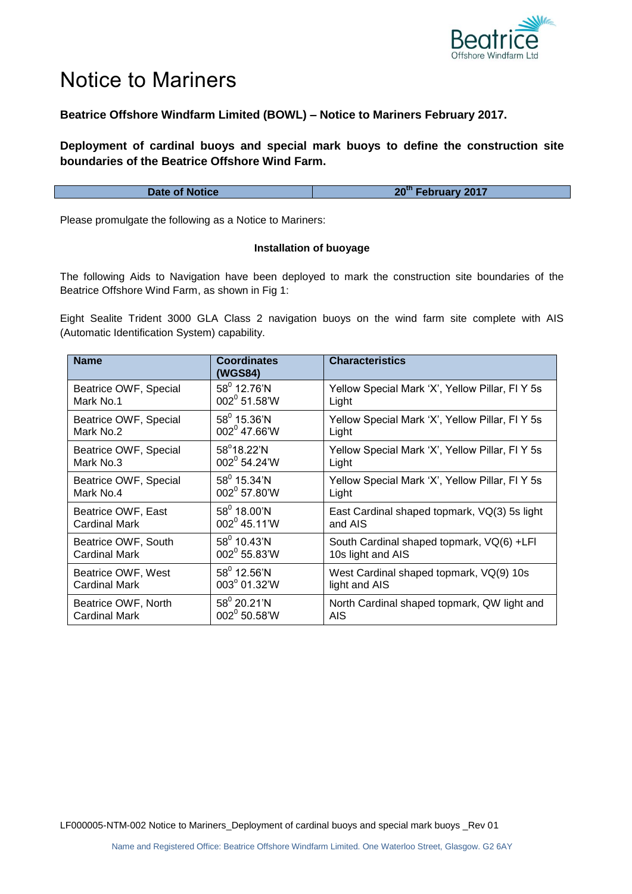# Notice to Mariners

**Beatrice Offshore Windfarm Limited (BOWL) – Notice to Mariners February 2017.**

**Deployment of cardinal buoys and special mark buoys to define the construction site boundaries of the Beatrice Offshore Wind Farm.**

| Date of Notice | 20th February 2017 |
|---|---|

Please promulgate the following as a Notice to Mariners:

**Installation of buoyage**

The following Aids to Navigation have been deployed to mark the construction site boundaries of the Beatrice Offshore Wind Farm, as shown in Fig 1:

Eight Sealite Trident 3000 GLA Class 2 navigation buoys on the wind farm site complete with AIS (Automatic Identification System) capability.

| Name | Coordinates (WGS84) | Characteristics |
|---|---|---|
| Beatrice OWF, Special Mark No.1 | 58° 12.76'N 002° 51.58'W | Yellow Special Mark 'X', Yellow Pillar, Fl Y 5s Light |
| Beatrice OWF, Special Mark No.2 | 58° 15.36'N 002° 47.66'W | Yellow Special Mark 'X', Yellow Pillar, Fl Y 5s Light |
| Beatrice OWF, Special Mark No.3 | 58°18.22'N 002° 54.24'W | Yellow Special Mark 'X', Yellow Pillar, Fl Y 5s Light |
| Beatrice OWF, Special Mark No.4 | 58° 15.34'N 002° 57.80'W | Yellow Special Mark 'X', Yellow Pillar, Fl Y 5s Light |
| Beatrice OWF, East Cardinal Mark | 58° 18.00'N 002° 45.11'W | East Cardinal shaped topmark, VQ(3) 5s light and AIS |
| Beatrice OWF, South Cardinal Mark | 58° 10.43'N 002° 55.83'W | South Cardinal shaped topmark, VQ(6) +LFl 10s light and AIS |
| Beatrice OWF, West Cardinal Mark | 58° 12.56'N 003° 01.32'W | West Cardinal shaped topmark, VQ(9) 10s light and AIS |
| Beatrice OWF, North Cardinal Mark | 58° 20.21'N 002° 50.58'W | North Cardinal shaped topmark, QW light and AIS |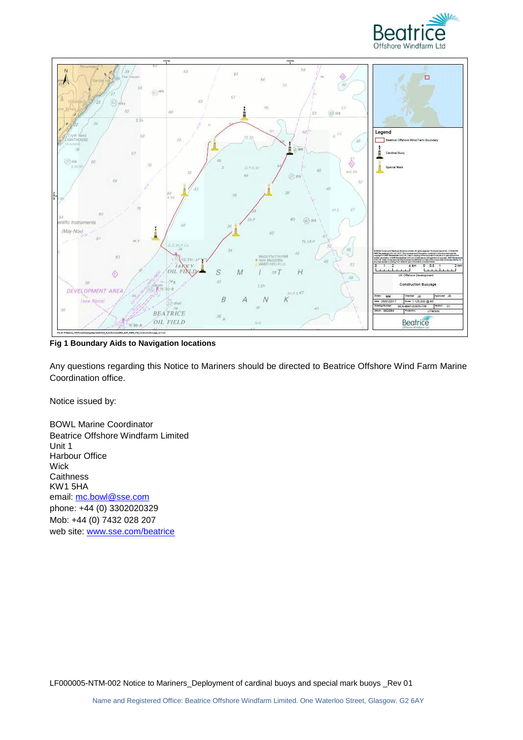**Fig 1 Boundary Aids to Navigation locations**

Any questions regarding this Notice to Mariners should be directed to Beatrice Offshore Wind Farm Marine Coordination office.

Notice issued by:

BOWL Marine Coordinator
Beatrice Offshore Windfarm Limited
Unit 1
Harbour Office
Wick
Caithness
KW1 5HA
email: mc.bowl@sse.com
phone: +44 (0) 3302020329
Mob: +44 (0) 7432 028 207
web site: www.sse.com/beatrice

LF000005-NTM-002 Notice to Mariners_Deployment of cardinal buoys and special mark buoys _Rev 01

Name and Registered Office: Beatrice Offshore Windfarm Limited. One Waterloo Street, Glasgow. G2 6AY